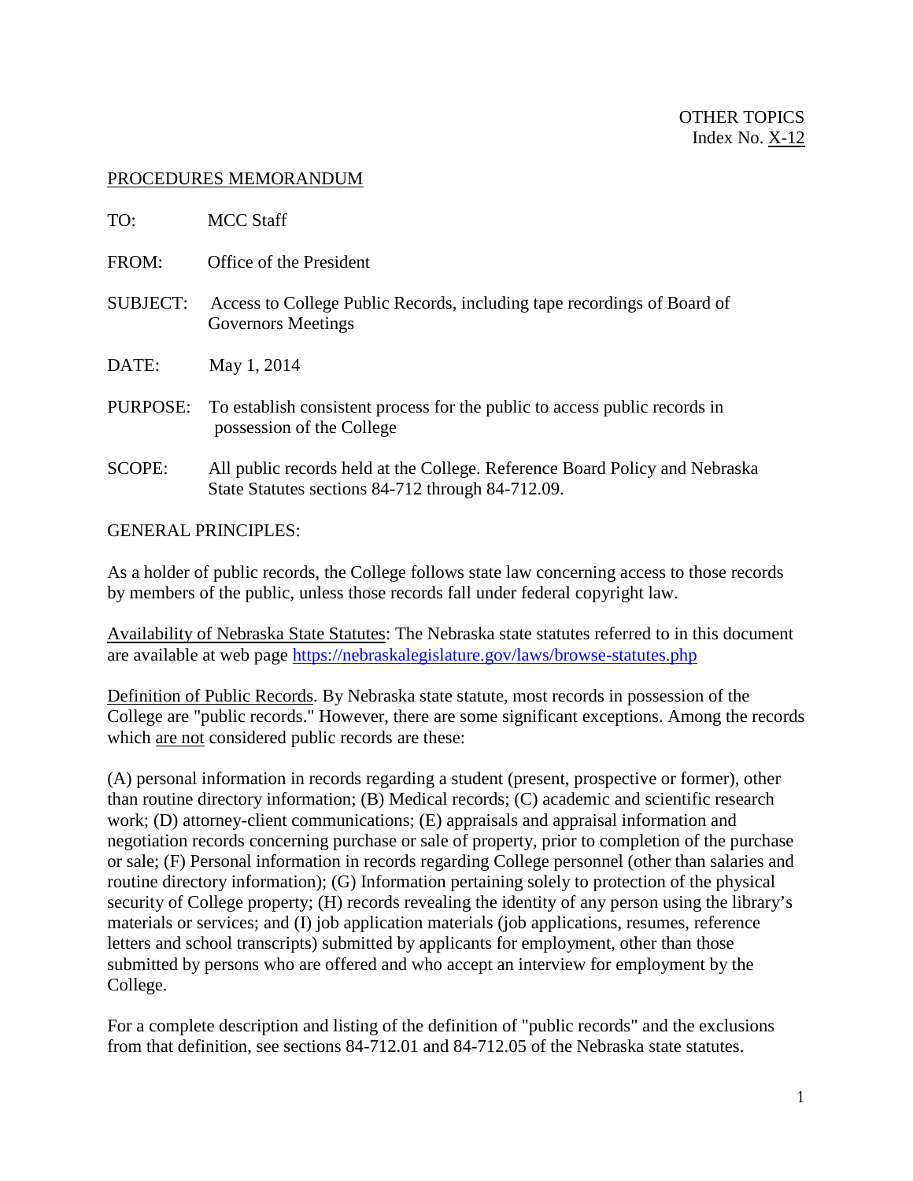OTHER TOPICS
Index No. X-12

PROCEDURES MEMORANDUM

TO: MCC Staff

FROM: Office of the President

SUBJECT: Access to College Public Records, including tape recordings of Board of Governors Meetings

DATE: May 1, 2014

PURPOSE: To establish consistent process for the public to access public records in possession of the College

SCOPE: All public records held at the College. Reference Board Policy and Nebraska State Statutes sections 84-712 through 84-712.09.

GENERAL PRINCIPLES:

As a holder of public records, the College follows state law concerning access to those records by members of the public, unless those records fall under federal copyright law.

Availability of Nebraska State Statutes: The Nebraska state statutes referred to in this document are available at web page https://nebraskalegislature.gov/laws/browse-statutes.php

Definition of Public Records. By Nebraska state statute, most records in possession of the College are "public records." However, there are some significant exceptions. Among the records which are not considered public records are these:

(A) personal information in records regarding a student (present, prospective or former), other than routine directory information; (B) Medical records; (C) academic and scientific research work; (D) attorney-client communications; (E) appraisals and appraisal information and negotiation records concerning purchase or sale of property, prior to completion of the purchase or sale; (F) Personal information in records regarding College personnel (other than salaries and routine directory information); (G) Information pertaining solely to protection of the physical security of College property; (H) records revealing the identity of any person using the library's materials or services; and (I) job application materials (job applications, resumes, reference letters and school transcripts) submitted by applicants for employment, other than those submitted by persons who are offered and who accept an interview for employment by the College.

For a complete description and listing of the definition of "public records" and the exclusions from that definition, see sections 84-712.01 and 84-712.05 of the Nebraska state statutes.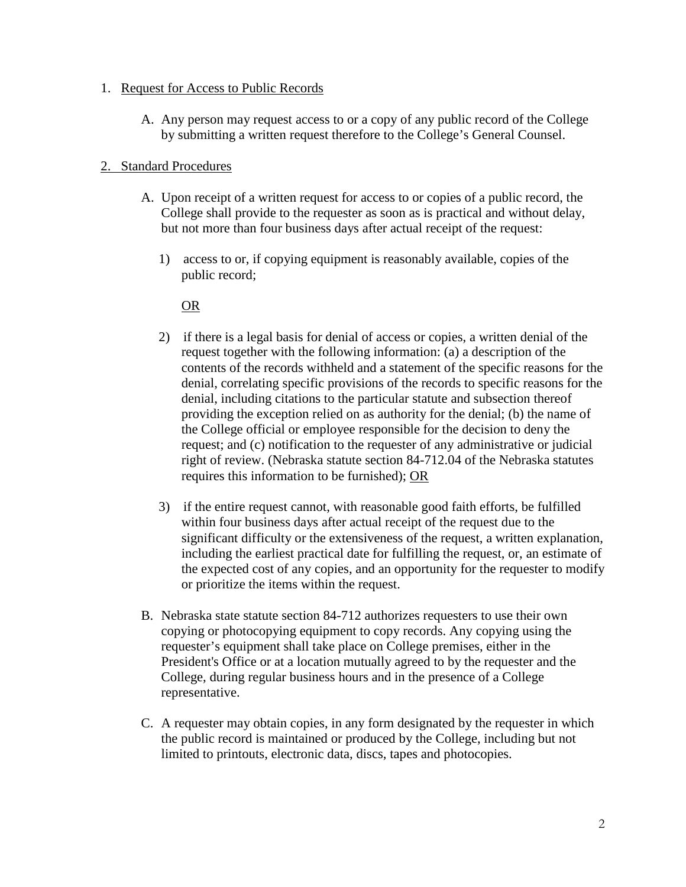1. <u>Request for Access to Public Records</u>

   A. Any person may request access to or a copy of any public record of the College by submitting a written request therefore to the College's General Counsel.

2. <u>Standard Procedures</u>

   A. Upon receipt of a written request for access to or copies of a public record, the College shall provide to the requester as soon as is practical and without delay, but not more than four business days after actual receipt of the request:

      1) access to or, if copying equipment is reasonably available, copies of the public record;

         <u>OR</u>

      2) if there is a legal basis for denial of access or copies, a written denial of the request together with the following information: (a) a description of the contents of the records withheld and a statement of the specific reasons for the denial, correlating specific provisions of the records to specific reasons for the denial, including citations to the particular statute and subsection thereof providing the exception relied on as authority for the denial; (b) the name of the College official or employee responsible for the decision to deny the request; and (c) notification to the requester of any administrative or judicial right of review. (Nebraska statute section 84-712.04 of the Nebraska statutes requires this information to be furnished); <u>OR</u>

      3) if the entire request cannot, with reasonable good faith efforts, be fulfilled within four business days after actual receipt of the request due to the significant difficulty or the extensiveness of the request, a written explanation, including the earliest practical date for fulfilling the request, or, an estimate of the expected cost of any copies, and an opportunity for the requester to modify or prioritize the items within the request.

   B. Nebraska state statute section 84-712 authorizes requesters to use their own copying or photocopying equipment to copy records. Any copying using the requester's equipment shall take place on College premises, either in the President's Office or at a location mutually agreed to by the requester and the College, during regular business hours and in the presence of a College representative.

   C. A requester may obtain copies, in any form designated by the requester in which the public record is maintained or produced by the College, including but not limited to printouts, electronic data, discs, tapes and photocopies.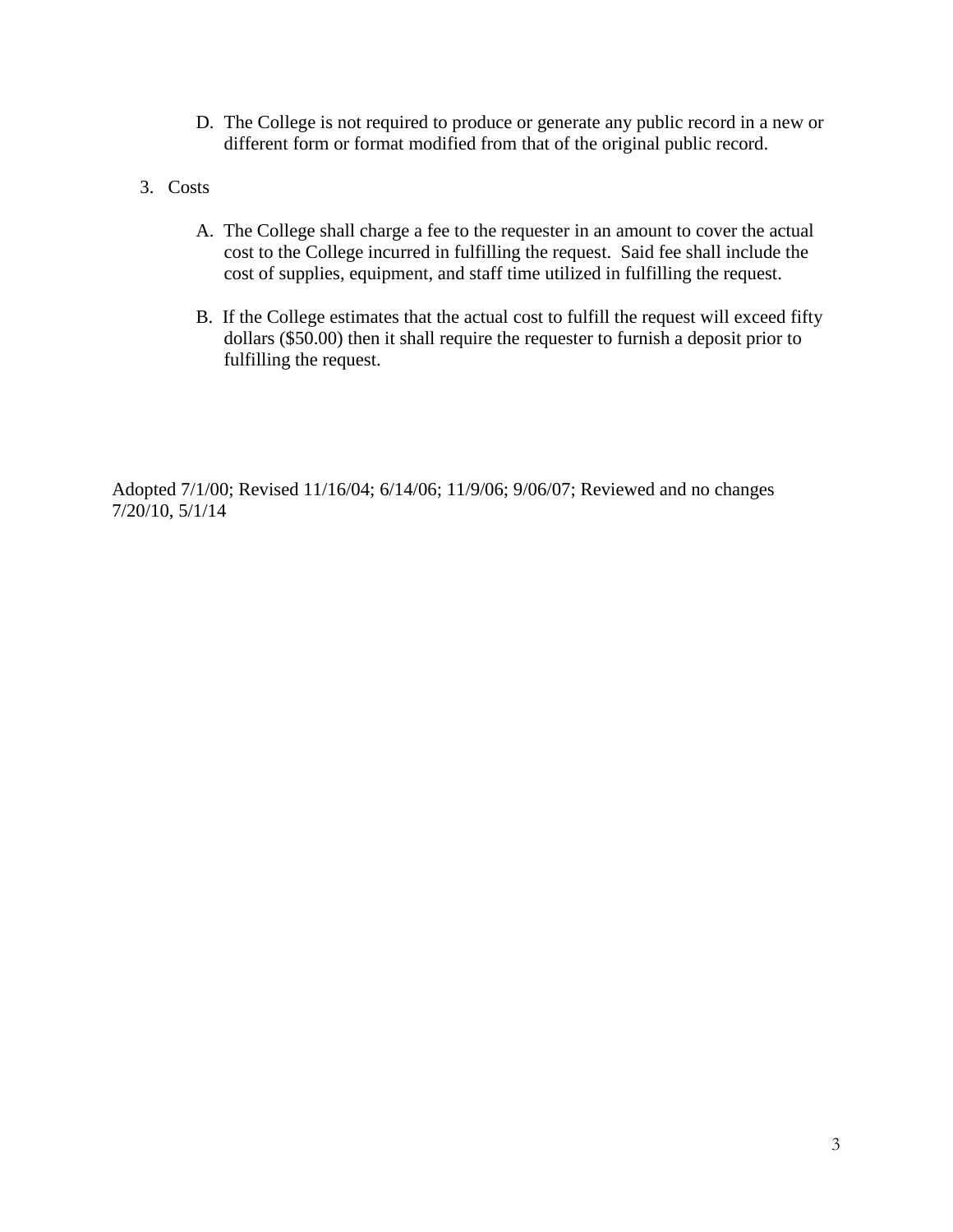D. The College is not required to produce or generate any public record in a new or different form or format modified from that of the original public record.

3. Costs

   A. The College shall charge a fee to the requester in an amount to cover the actual cost to the College incurred in fulfilling the request. Said fee shall include the cost of supplies, equipment, and staff time utilized in fulfilling the request.

   B. If the College estimates that the actual cost to fulfill the request will exceed fifty dollars ($50.00) then it shall require the requester to furnish a deposit prior to fulfilling the request.

Adopted 7/1/00; Revised 11/16/04; 6/14/06; 11/9/06; 9/06/07; Reviewed and no changes 7/20/10, 5/1/14